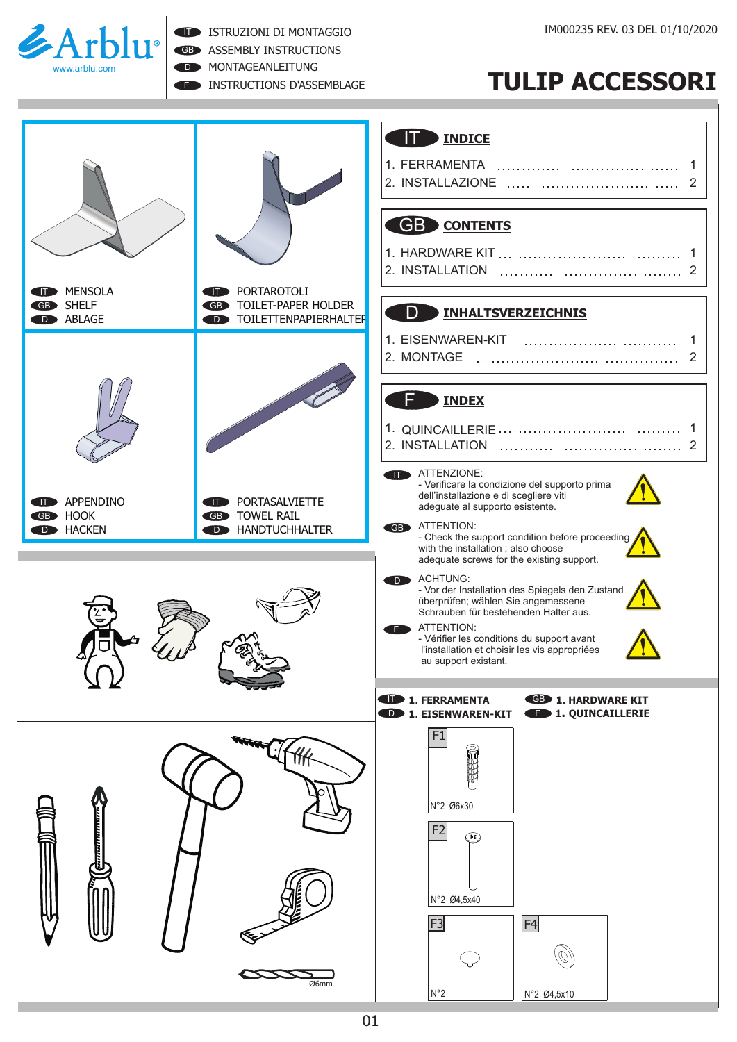Arblu®
www.arblu.com

IT ISTRUZIONI DI MONTAGGIO
GB ASSEMBLY INSTRUCTIONS
D MONTAGEANLEITUNG
F INSTRUCTIONS D'ASSEMBLAGE

IM000235 REV. 03 DEL 01/10/2020

# TULIP ACCESSORI

IT MENSOLA
GB SHELF
D ABLAGE

IT PORTAROTOLI
GB TOILET-PAPER HOLDER
D TOILETTENPAPIERHALTER

IT APPENDINO
GB HOOK
D HACKEN

IT PORTASALVIETTE
GB TOWEL RAIL
D HANDTUCHHALTER

## IT INDICE

1. FERRAMENTA ........ 1
2. INSTALLAZIONE ........ 2

## GB CONTENTS

1. HARDWARE KIT ........ 1
2. INSTALLATION ........ 2

## D INHALTSVERZEICHNIS

1. EISENWAREN-KIT ........ 1
2. MONTAGE ........ 2

## F INDEX

1. QUINCAILLERIE ........ 1
2. INSTALLATION ........ 2

IT ATTENZIONE:
- Verificare la condizione del supporto prima dell'installazione e di scegliere viti adeguate al supporto esistente.

GB ATTENTION:
- Check the support condition before proceeding with the installation ; also choose adequate screws for the existing support.

D ACHTUNG:
- Vor der Installation des Spiegels den Zustand überprüfen; wählen Sie angemessene Schrauben für bestehenden Halter aus.

F ATTENTION:
- Vérifier les conditions du support avant l'installation et choisir les vis appropriées au support existant.

Ø6mm

**IT 1. FERRAMENTA** **GB 1. HARDWARE KIT**
**D 1. EISENWAREN-KIT** **F 1. QUINCAILLERIE**

F1 N°2 Ø6x30

F2 N°2 Ø4,5x40

F3 N°2

F4 N°2 Ø4,5x10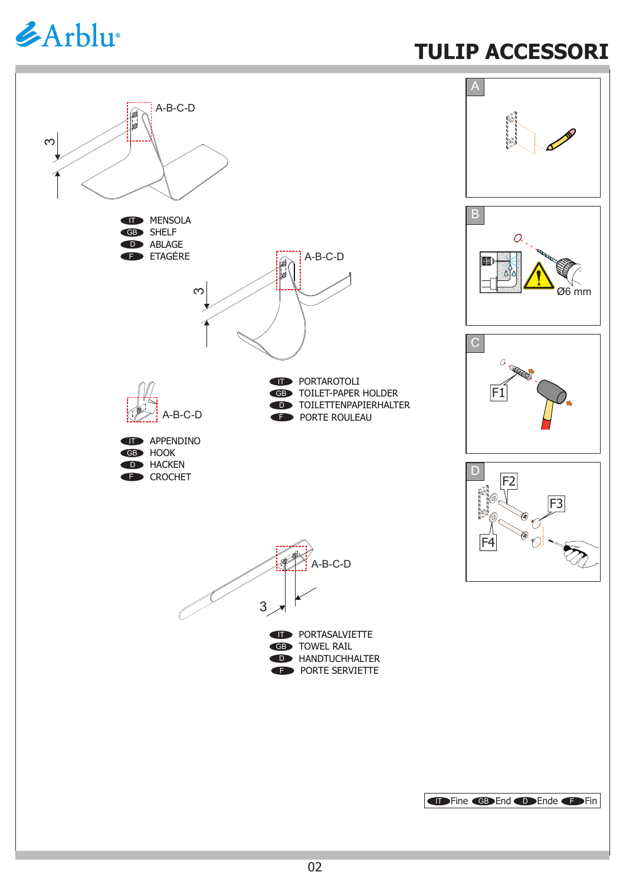# TULIP ACCESSORI

A-B-C-D

3

IT MENSOLA
GB SHELF
D ABLAGE
F ETAGÉRE

A-B-C-D

3

IT PORTAROTOLI
GB TOILET-PAPER HOLDER
D TOILETTENPAPIERHALTER
F PORTE ROULEAU

A-B-C-D

IT APPENDINO
GB HOOK
D HACKEN
F CROCHET

A-B-C-D

3

IT PORTASALVIETTE
GB TOWEL RAIL
D HANDTUCHHALTER
F PORTE SERVIETTE

A

B

Ø6 mm

C

F1

D

F2

F3

F4

IT Fine GB End D Ende F Fin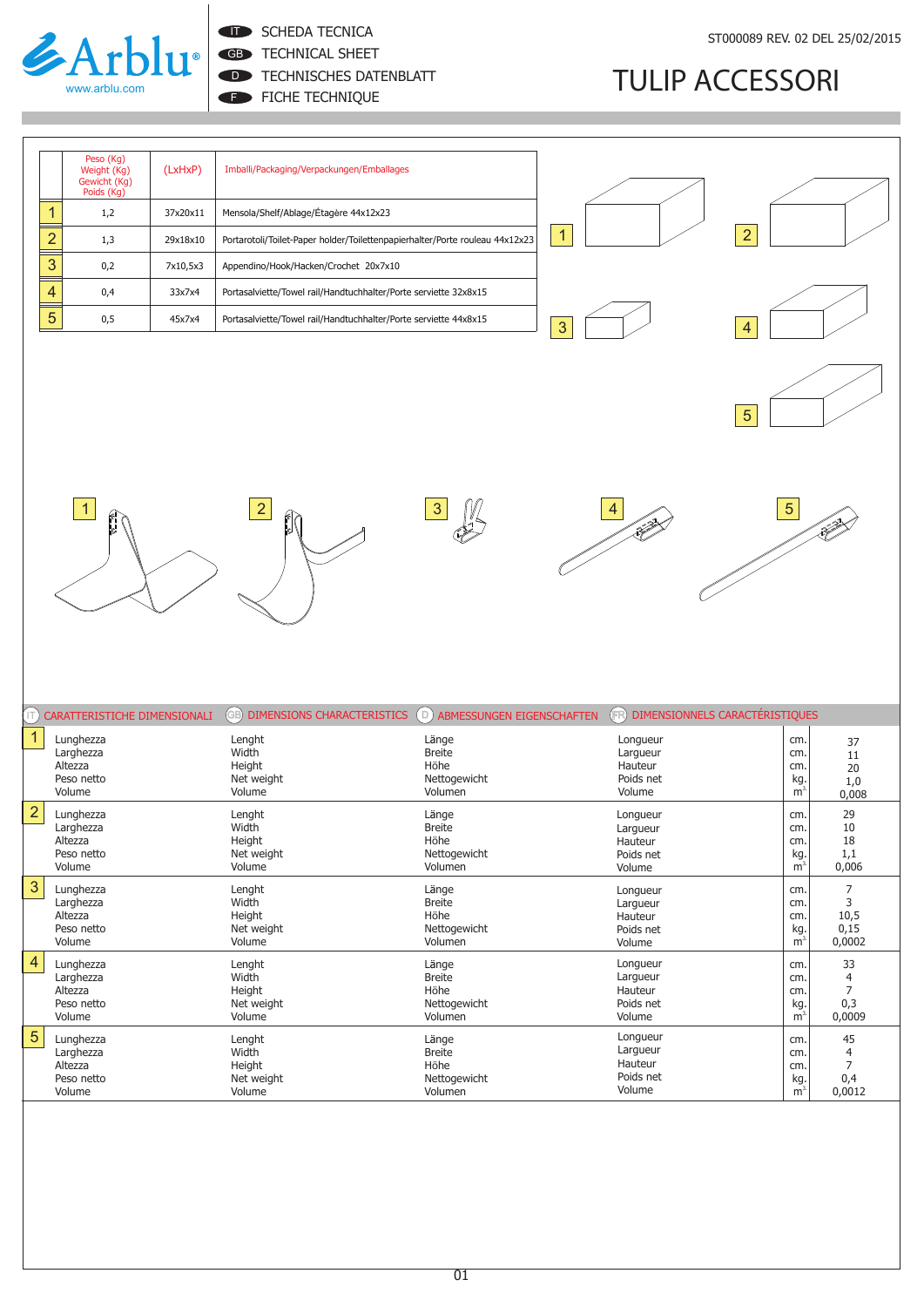# Arblu®

www.arblu.com

IT SCHEDA TECNICA
GB TECHNICAL SHEET
D TECHNISCHES DATENBLATT
F FICHE TECHNIQUE

ST000089 REV. 02 DEL 25/02/2015

## TULIP ACCESSORI

| | Peso (Kg) Weight (Kg) Gewicht (Kg) Poids (Kg) | (LxHxP) | Imballi/Packaging/Verpackungen/Emballages |
|---|---|---|---|
| 1 | 1,2 | 37x20x11 | Mensola/Shelf/Ablage/Étagère 44x12x23 |
| 2 | 1,3 | 29x18x10 | Portarotoli/Toilet-Paper holder/Toilettenpapierhalter/Porte rouleau 44x12x23 |
| 3 | 0,2 | 7x10,5x3 | Appendino/Hook/Hacken/Crochet 20x7x10 |
| 4 | 0,4 | 33x7x4 | Portasalviette/Towel rail/Handtuchhalter/Porte serviette 32x8x15 |
| 5 | 0,5 | 45x7x4 | Portasalviette/Towel rail/Handtuchhalter/Porte serviette 44x8x15 |

| | IT CARATTERISTICHE DIMENSIONALI | GB DIMENSIONS CHARACTERISTICS | D ABMESSUNGEN EIGENSCHAFTEN | FR DIMENSIONNELS CARACTÉRISTIQUES | | |
|---|---|---|---|---|---|---|
| 1 | Lunghezza | Lenght | Länge | Longueur | cm. | 37 |
| | Larghezza | Width | Breite | Largueur | cm. | 11 |
| | Altezza | Height | Höhe | Hauteur | cm. | 20 |
| | Peso netto | Net weight | Nettogewicht | Poids net | kg. | 1,0 |
| | Volume | Volume | Volumen | Volume | $m^3$ | 0,008 |
| 2 | Lunghezza | Lenght | Länge | Longueur | cm. | 29 |
| | Larghezza | Width | Breite | Largueur | cm. | 10 |
| | Altezza | Height | Höhe | Hauteur | cm. | 18 |
| | Peso netto | Net weight | Nettogewicht | Poids net | kg. | 1,1 |
| | Volume | Volume | Volumen | Volume | $m^3$ | 0,006 |
| 3 | Lunghezza | Lenght | Länge | Longueur | cm. | 7 |
| | Larghezza | Width | Breite | Largueur | cm. | 3 |
| | Altezza | Height | Höhe | Hauteur | cm. | 10,5 |
| | Peso netto | Net weight | Nettogewicht | Poids net | kg. | 0,15 |
| | Volume | Volume | Volumen | Volume | $m^3$ | 0,0002 |
| 4 | Lunghezza | Lenght | Länge | Longueur | cm. | 33 |
| | Larghezza | Width | Breite | Largueur | cm. | 4 |
| | Altezza | Height | Höhe | Hauteur | cm. | 7 |
| | Peso netto | Net weight | Nettogewicht | Poids net | kg. | 0,3 |
| | Volume | Volume | Volumen | Volume | $m^3$ | 0,0009 |
| 5 | Lunghezza | Lenght | Länge | Longueur | cm. | 45 |
| | Larghezza | Width | Breite | Largueur | cm. | 4 |
| | Altezza | Height | Höhe | Hauteur | cm. | 7 |
| | Peso netto | Net weight | Nettogewicht | Poids net | kg. | 0,4 |
| | Volume | Volume | Volumen | Volume | $m^3$ | 0,0012 |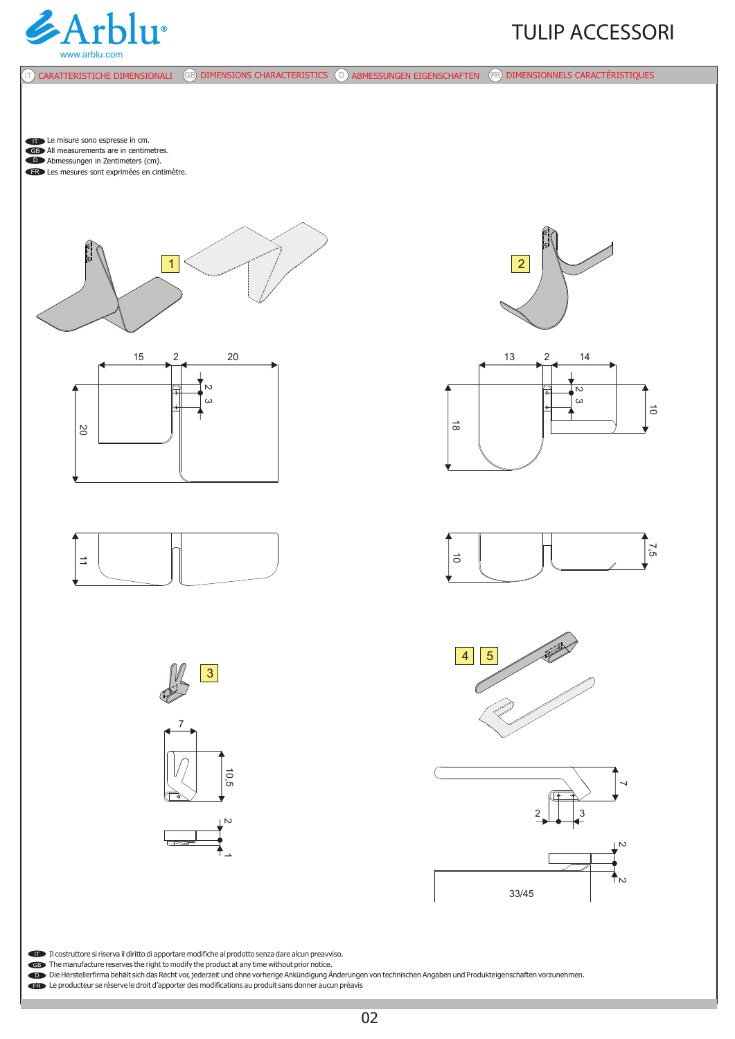# TULIP ACCESSORI

IT CARATTERISTICHE DIMENSIONALI GB DIMENSIONS CHARACTERISTICS D ABMESSUNGEN EIGENSCHAFTEN FR DIMENSIONNELS CARACTÉRISTIQUES

IT Le misure sono espresse in cm.
GB All measurements are in centimetres.
D Abmessungen in Zentimeters (cm).
FR Les mesures sont exprimées en cintimètre.

1

15 2 20
2 3
20
11

2

13 2 14
2 3
18
10
10
7,5

3

7
10,5
2
1

4 5

7
2 3
2
2
33/45

IT Il costruttore si riserva il diritto di apportare modifiche al prodotto senza dare alcun preavviso.
GB The manufacture reserves the right to modify the product at any time without prior notice.
D Die Herstellerfirma behält sich das Recht vor, jederzeit und ohne vorherige Ankündigung Änderungen von technischen Angaben und Produkteigenschaften vorzunehmen.
FR Le producteur se réserve le droit d'apporter des modifications au produit sans donner aucun préavis